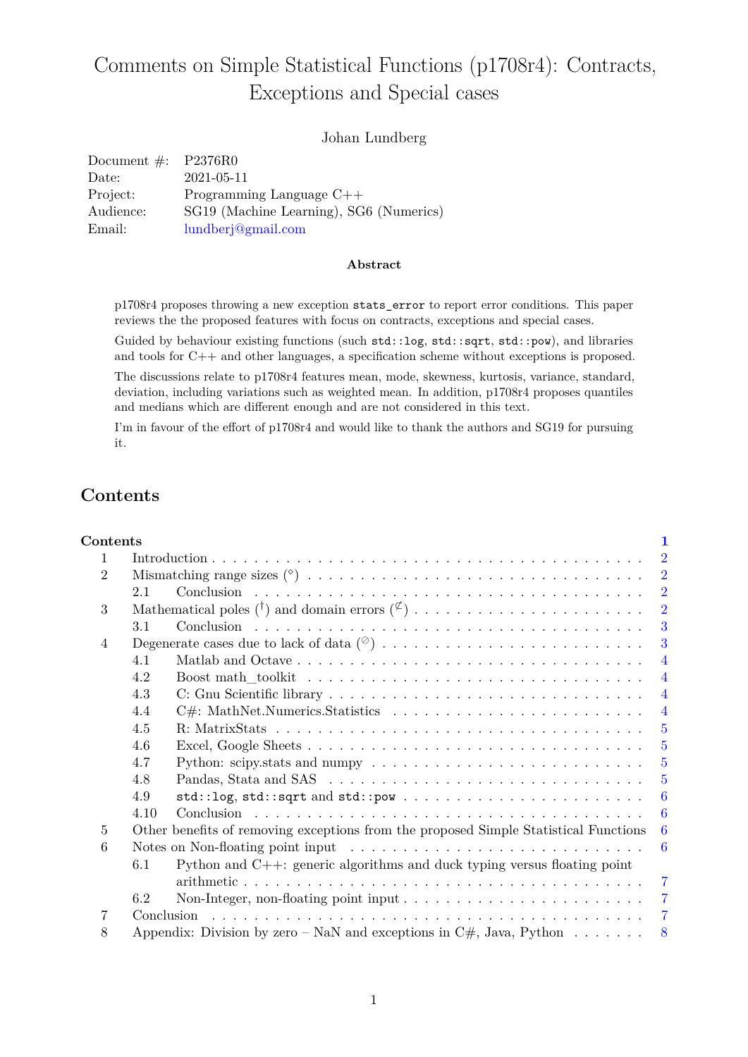# Comments on Simple Statistical Functions (p1708r4): Contracts, Exceptions and Special cases

Johan Lundberg

| | |
|---|---|
| Document #: | P2376R0 |
| Date: | 2021-05-11 |
| Project: | Programming Language C++ |
| Audience: | SG19 (Machine Learning), SG6 (Numerics) |
| Email: | lundberj@gmail.com |

**Abstract**

p1708r4 proposes throwing a new exception `stats_error` to report error conditions. This paper reviews the the proposed features with focus on contracts, exceptions and special cases.

Guided by behaviour existing functions (such `std::log`, `std::sqrt`, `std::pow`), and libraries and tools for C++ and other languages, a specification scheme without exceptions is proposed.

The discussions relate to p1708r4 features mean, mode, skewness, kurtosis, variance, standard, deviation, including variations such as weighted mean. In addition, p1708r4 proposes quantiles and medians which are different enough and are not considered in this text.

I'm in favour of the effort of p1708r4 and would like to thank the authors and SG19 for pursuing it.

## Contents

**Contents** — 1

1 Introduction — 2
2 Mismatching range sizes ($^{\diamond}$) — 2
  2.1 Conclusion — 2
3 Mathematical poles ($^{\dagger}$) and domain errors ($^{\not\subset}$) — 2
  3.1 Conclusion — 3
4 Degenerate cases due to lack of data ($^{\oslash}$) — 3
  4.1 Matlab and Octave — 4
  4.2 Boost math_toolkit — 4
  4.3 C: Gnu Scientific library — 4
  4.4 C#: MathNet.Numerics.Statistics — 4
  4.5 R: MatrixStats — 5
  4.6 Excel, Google Sheets — 5
  4.7 Python: scipy.stats and numpy — 5
  4.8 Pandas, Stata and SAS — 5
  4.9 `std::log`, `std::sqrt` and `std::pow` — 6
  4.10 Conclusion — 6
5 Other benefits of removing exceptions from the proposed Simple Statistical Functions — 6
6 Notes on Non-floating point input — 6
  6.1 Python and C++: generic algorithms and duck typing versus floating point arithmetic — 7
  6.2 Non-Integer, non-floating point input — 7
7 Conclusion — 7
8 Appendix: Division by zero – NaN and exceptions in C#, Java, Python — 8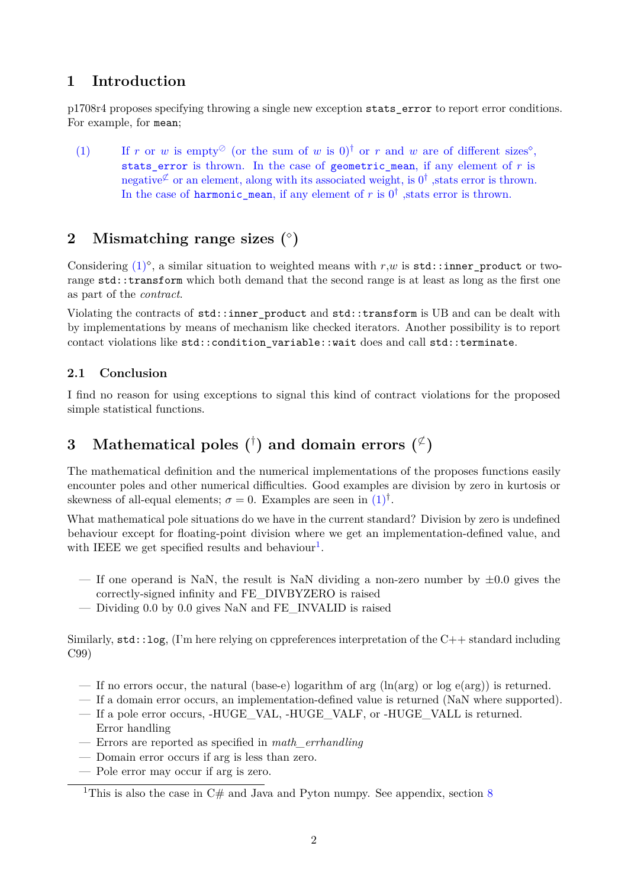## 1 Introduction

p1708r4 proposes specifying throwing a single new exception `stats_error` to report error conditions. For example, for `mean`;

(1) If $r$ or $w$ is empty$^{\oslash}$ (or the sum of $w$ is 0)$^{\dagger}$ or $r$ and $w$ are of different sizes$^{\diamond}$, `stats_error` is thrown. In the case of `geometric_mean`, if any element of $r$ is negative$^{\not\subset}$ or an element, along with its associated weight, is $0^{\dagger}$ ,stats error is thrown. In the case of `harmonic_mean`, if any element of $r$ is $0^{\dagger}$ ,stats error is thrown.

## 2 Mismatching range sizes ($^{\diamond}$)

Considering (1)$^{\diamond}$, a similar situation to weighted means with $r$,$w$ is `std::inner_product` or two-range `std::transform` which both demand that the second range is at least as long as the first one as part of the *contract*.

Violating the contracts of `std::inner_product` and `std::transform` is UB and can be dealt with by implementations by means of mechanism like checked iterators. Another possibility is to report contact violations like `std::condition_variable::wait` does and call `std::terminate`.

### 2.1 Conclusion

I find no reason for using exceptions to signal this kind of contract violations for the proposed simple statistical functions.

## 3 Mathematical poles ($^{\dagger}$) and domain errors ($^{\not\subset}$)

The mathematical definition and the numerical implementations of the proposes functions easily encounter poles and other numerical difficulties. Good examples are division by zero in kurtosis or skewness of all-equal elements; $\sigma = 0$. Examples are seen in (1)$^{\dagger}$.

What mathematical pole situations do we have in the current standard? Division by zero is undefined behaviour except for floating-point division where we get an implementation-defined value, and with IEEE we get specified results and behaviour[1].

- If one operand is NaN, the result is NaN dividing a non-zero number by ±0.0 gives the correctly-signed infinity and FE_DIVBYZERO is raised
- Dividing 0.0 by 0.0 gives NaN and FE_INVALID is raised

Similarly, `std::log`, (I'm here relying on cppreferences interpretation of the C++ standard including C99)

- If no errors occur, the natural (base-e) logarithm of arg (ln(arg) or log e(arg)) is returned.
- If a domain error occurs, an implementation-defined value is returned (NaN where supported).
- If a pole error occurs, -HUGE_VAL, -HUGE_VALF, or -HUGE_VALL is returned.
  Error handling
- Errors are reported as specified in *math_errhandling*
- Domain error occurs if arg is less than zero.
- Pole error may occur if arg is zero.

[1] This is also the case in C# and Java and Pyton numpy. See appendix, section 8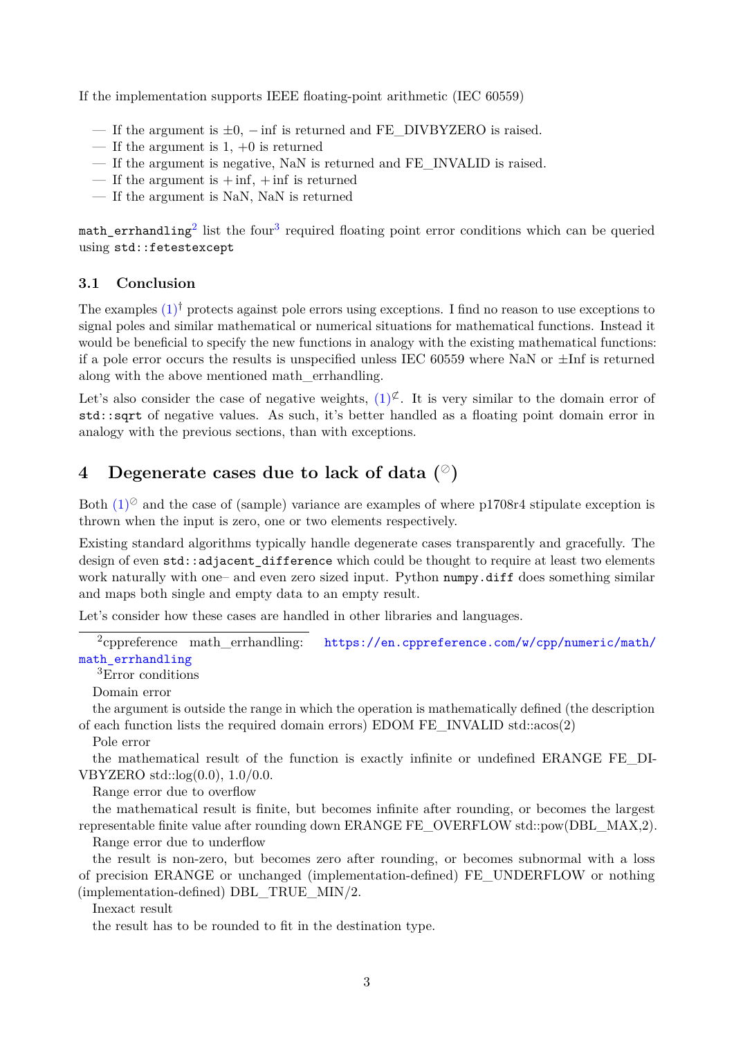If the implementation supports IEEE floating-point arithmetic (IEC 60559)

- If the argument is $\pm 0$, $-\inf$ is returned and FE_DIVBYZERO is raised.
- If the argument is 1, $+0$ is returned
- If the argument is negative, NaN is returned and FE_INVALID is raised.
- If the argument is $+\inf$, $+\inf$ is returned
- If the argument is NaN, NaN is returned

`math_errhandling`[2] list the four[3] required floating point error conditions which can be queried using `std::fetestexcept`

### 3.1 Conclusion

The examples (1)$^{\dagger}$ protects against pole errors using exceptions. I find no reason to use exceptions to signal poles and similar mathematical or numerical situations for mathematical functions. Instead it would be beneficial to specify the new functions in analogy with the existing mathematical functions: if a pole error occurs the results is unspecified unless IEC 60559 where NaN or ±Inf is returned along with the above mentioned math_errhandling.

Let's also consider the case of negative weights, (1)$^{\not\subset}$. It is very similar to the domain error of `std::sqrt` of negative values. As such, it's better handled as a floating point domain error in analogy with the previous sections, than with exceptions.

## 4 Degenerate cases due to lack of data ($^{\oslash}$)

Both (1)$^{\oslash}$ and the case of (sample) variance are examples of where p1708r4 stipulate exception is thrown when the input is zero, one or two elements respectively.

Existing standard algorithms typically handle degenerate cases transparently and gracefully. The design of even `std::adjacent_difference` which could be thought to require at least two elements work naturally with one– and even zero sized input. Python `numpy.diff` does something similar and maps both single and empty data to an empty result.

Let's consider how these cases are handled in other libraries and languages.

---

[2] cppreference math_errhandling: https://en.cppreference.com/w/cpp/numeric/math/math_errhandling

[3] Error conditions

Domain error

the argument is outside the range in which the operation is mathematically defined (the description of each function lists the required domain errors) EDOM FE_INVALID std::acos(2)

Pole error

the mathematical result of the function is exactly infinite or undefined ERANGE FE_DIVBYZERO std::log(0.0), 1.0/0.0.

Range error due to overflow

the mathematical result is finite, but becomes infinite after rounding, or becomes the largest representable finite value after rounding down ERANGE FE_OVERFLOW std::pow(DBL_MAX,2).

Range error due to underflow

the result is non-zero, but becomes zero after rounding, or becomes subnormal with a loss of precision ERANGE or unchanged (implementation-defined) FE_UNDERFLOW or nothing (implementation-defined) DBL_TRUE_MIN/2.

Inexact result

the result has to be rounded to fit in the destination type.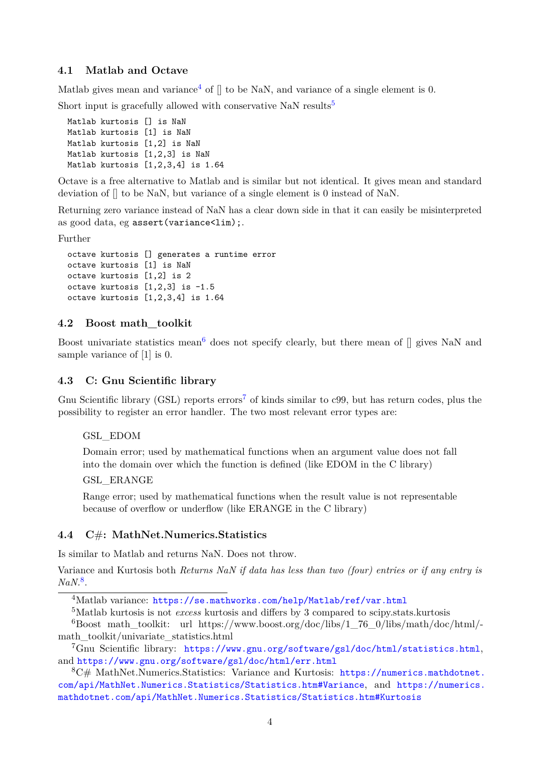### 4.1 Matlab and Octave

Matlab gives mean and variance[4] of [] to be NaN, and variance of a single element is 0.

Short input is gracefully allowed with conservative NaN results[5]

```
Matlab kurtosis [] is NaN
Matlab kurtosis [1] is NaN
Matlab kurtosis [1,2] is NaN
Matlab kurtosis [1,2,3] is NaN
Matlab kurtosis [1,2,3,4] is 1.64
```

Octave is a free alternative to Matlab and is similar but not identical. It gives mean and standard deviation of [] to be NaN, but variance of a single element is 0 instead of NaN.

Returning zero variance instead of NaN has a clear down side in that it can easily be misinterpreted as good data, eg `assert(variance<lim);`.

Further

```
octave kurtosis [] generates a runtime error
octave kurtosis [1] is NaN
octave kurtosis [1,2] is 2
octave kurtosis [1,2,3] is -1.5
octave kurtosis [1,2,3,4] is 1.64
```

### 4.2 Boost math_toolkit

Boost univariate statistics mean[6] does not specify clearly, but there mean of [] gives NaN and sample variance of [1] is 0.

### 4.3 C: Gnu Scientific library

Gnu Scientific library (GSL) reports errors[7] of kinds similar to c99, but has return codes, plus the possibility to register an error handler. The two most relevant error types are:

> GSL_EDOM
>
> Domain error; used by mathematical functions when an argument value does not fall into the domain over which the function is defined (like EDOM in the C library)
>
> GSL_ERANGE
>
> Range error; used by mathematical functions when the result value is not representable because of overflow or underflow (like ERANGE in the C library)

### 4.4 C#: MathNet.Numerics.Statistics

Is similar to Matlab and returns NaN. Does not throw.

Variance and Kurtosis both *Returns NaN if data has less than two (four) entries or if any entry is NaN.*[8].

---

[4] Matlab variance: https://se.mathworks.com/help/Matlab/ref/var.html

[5] Matlab kurtosis is not *excess* kurtosis and differs by 3 compared to scipy.stats.kurtosis

[6] Boost math_toolkit: url https://www.boost.org/doc/libs/1_76_0/libs/math/doc/html/-math_toolkit/univariate_statistics.html

[7] Gnu Scientific library: https://www.gnu.org/software/gsl/doc/html/statistics.html, and https://www.gnu.org/software/gsl/doc/html/err.html

[8] C# MathNet.Numerics.Statistics: Variance and Kurtosis: https://numerics.mathdotnet.com/api/MathNet.Numerics.Statistics/Statistics.htm#Variance, and https://numerics.mathdotnet.com/api/MathNet.Numerics.Statistics/Statistics.htm#Kurtosis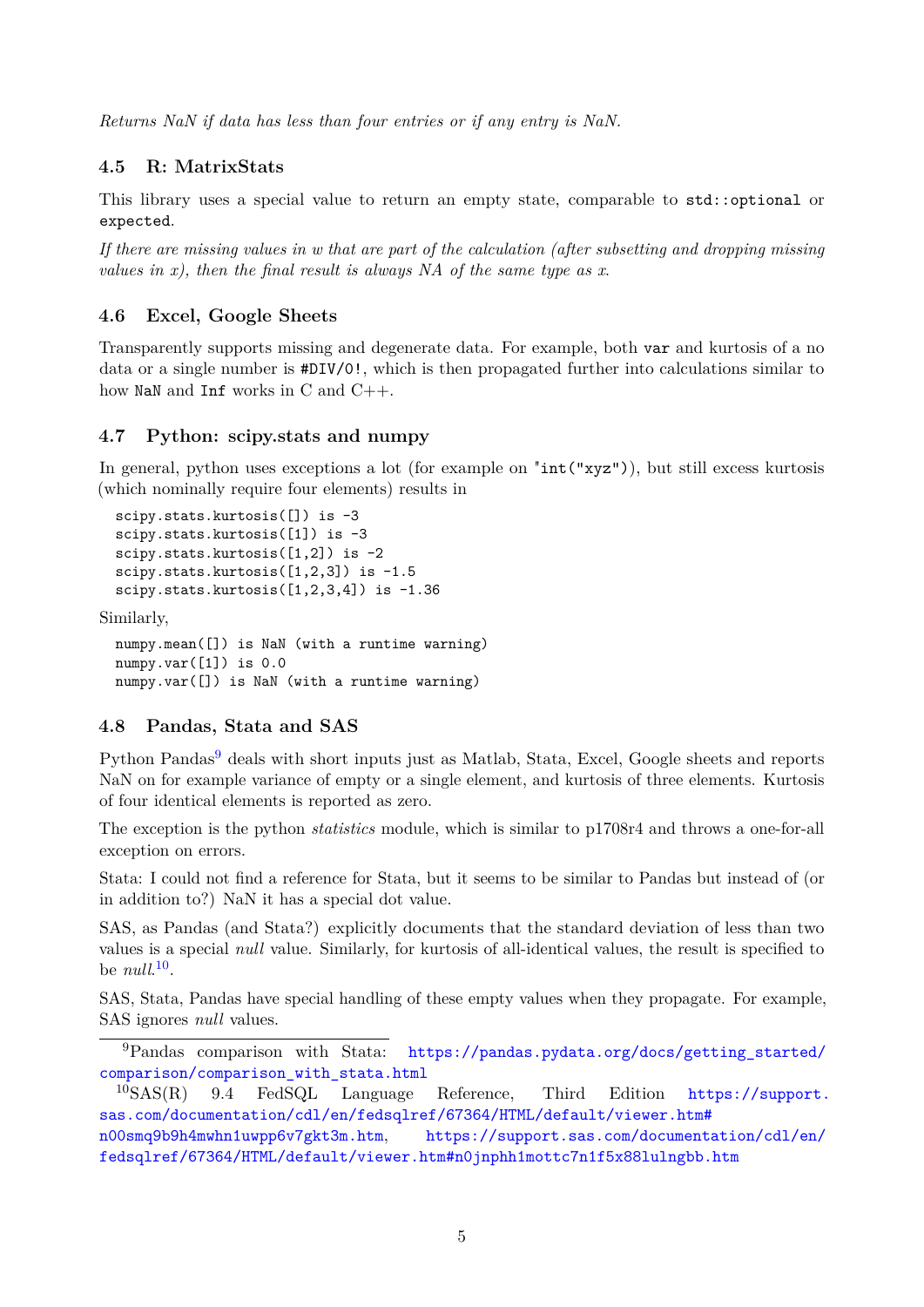*Returns NaN if data has less than four entries or if any entry is NaN.*

### 4.5 R: MatrixStats

This library uses a special value to return an empty state, comparable to `std::optional` or `expected`.

*If there are missing values in w that are part of the calculation (after subsetting and dropping missing values in x), then the final result is always NA of the same type as x.*

### 4.6 Excel, Google Sheets

Transparently supports missing and degenerate data. For example, both `var` and kurtosis of a no data or a single number is `#DIV/0!`, which is then propagated further into calculations similar to how `NaN` and `Inf` works in C and C++.

### 4.7 Python: scipy.stats and numpy

In general, python uses exceptions a lot (for example on "`int("xyz")`"), but still excess kurtosis (which nominally require four elements) results in

```
scipy.stats.kurtosis([]) is -3
scipy.stats.kurtosis([1]) is -3
scipy.stats.kurtosis([1,2]) is -2
scipy.stats.kurtosis([1,2,3]) is -1.5
scipy.stats.kurtosis([1,2,3,4]) is -1.36
```

Similarly,

```
numpy.mean([]) is NaN (with a runtime warning)
numpy.var([1]) is 0.0
numpy.var([]) is NaN (with a runtime warning)
```

### 4.8 Pandas, Stata and SAS

Python Pandas[9] deals with short inputs just as Matlab, Stata, Excel, Google sheets and reports NaN on for example variance of empty or a single element, and kurtosis of three elements. Kurtosis of four identical elements is reported as zero.

The exception is the python *statistics* module, which is similar to p1708r4 and throws a one-for-all exception on errors.

Stata: I could not find a reference for Stata, but it seems to be similar to Pandas but instead of (or in addition to?) NaN it has a special dot value.

SAS, as Pandas (and Stata?) explicitly documents that the standard deviation of less than two values is a special *null* value. Similarly, for kurtosis of all-identical values, the result is specified to be *null*.[10].

SAS, Stata, Pandas have special handling of these empty values when they propagate. For example, SAS ignores *null* values.

---

[9] Pandas comparison with Stata: https://pandas.pydata.org/docs/getting_started/comparison/comparison_with_stata.html

[10] SAS(R) 9.4 FedSQL Language Reference, Third Edition https://support.sas.com/documentation/cdl/en/fedsqlref/67364/HTML/default/viewer.htm#n00smq9b9h4mwhn1uwpp6v7gkt3m.htm, https://support.sas.com/documentation/cdl/en/fedsqlref/67364/HTML/default/viewer.htm#n0jnphh1mottc7n1f5x88lulngbb.htm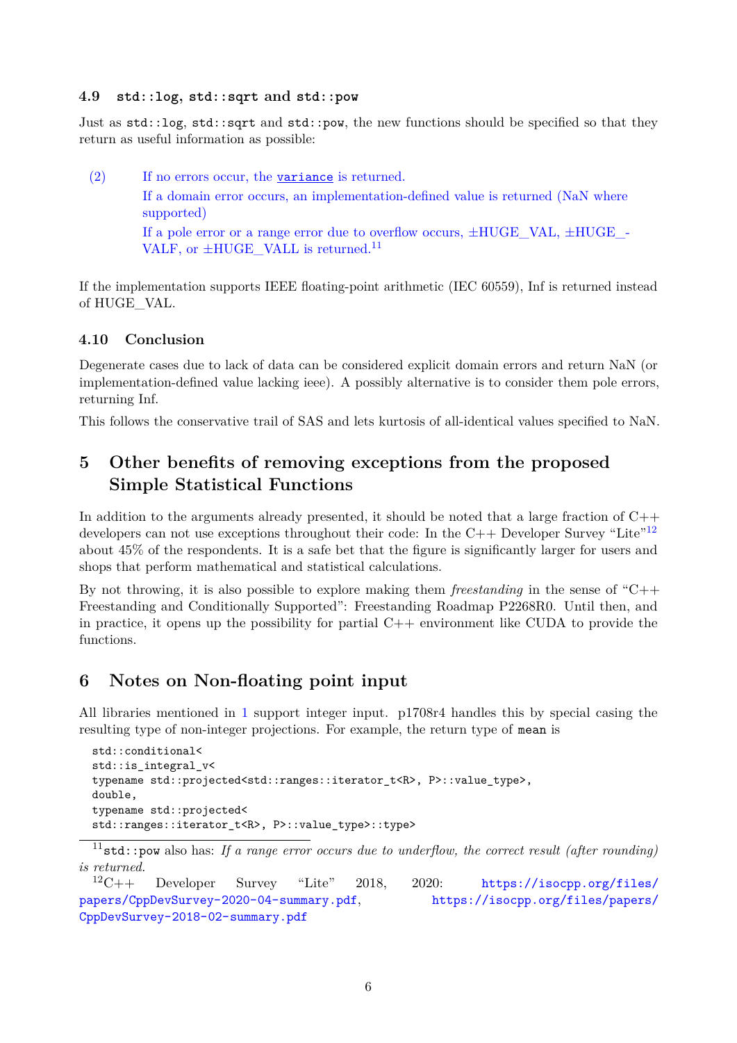### 4.9 `std::log`, `std::sqrt` and `std::pow`

Just as `std::log`, `std::sqrt` and `std::pow`, the new functions should be specified so that they return as useful information as possible:

(2) If no errors occur, the `variance` is returned.
If a domain error occurs, an implementation-defined value is returned (NaN where supported)
If a pole error or a range error due to overflow occurs, ±HUGE_VAL, ±HUGE_VALF, or ±HUGE_VALL is returned.[11]

If the implementation supports IEEE floating-point arithmetic (IEC 60559), Inf is returned instead of HUGE_VAL.

### 4.10 Conclusion

Degenerate cases due to lack of data can be considered explicit domain errors and return NaN (or implementation-defined value lacking ieee). A possibly alternative is to consider them pole errors, returning Inf.

This follows the conservative trail of SAS and lets kurtosis of all-identical values specified to NaN.

## 5 Other benefits of removing exceptions from the proposed Simple Statistical Functions

In addition to the arguments already presented, it should be noted that a large fraction of C++ developers can not use exceptions throughout their code: In the C++ Developer Survey "Lite"[12] about 45% of the respondents. It is a safe bet that the figure is significantly larger for users and shops that perform mathematical and statistical calculations.

By not throwing, it is also possible to explore making them *freestanding* in the sense of "C++ Freestanding and Conditionally Supported": Freestanding Roadmap P2268R0. Until then, and in practice, it opens up the possibility for partial C++ environment like CUDA to provide the functions.

## 6 Notes on Non-floating point input

All libraries mentioned in 1 support integer input. p1708r4 handles this by special casing the resulting type of non-integer projections. For example, the return type of `mean` is

```
std::conditional<
std::is_integral_v<
typename std::projected<std::ranges::iterator_t<R>, P>::value_type>,
double,
typename std::projected<
std::ranges::iterator_t<R>, P>::value_type>::type>
```

[11] `std::pow` also has: *If a range error occurs due to underflow, the correct result (after rounding) is returned.*

[12] C++ Developer Survey "Lite" 2018, 2020: https://isocpp.org/files/papers/CppDevSurvey-2020-04-summary.pdf, https://isocpp.org/files/papers/CppDevSurvey-2018-02-summary.pdf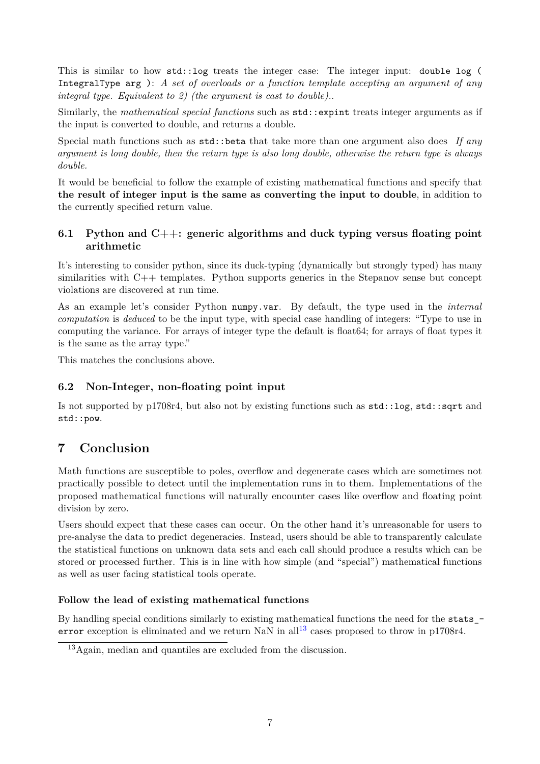This is similar to how `std::log` treats the integer case: The integer input: `double log ( IntegralType arg )`: *A set of overloads or a function template accepting an argument of any integral type. Equivalent to 2) (the argument is cast to double)..*

Similarly, the *mathematical special functions* such as `std::expint` treats integer arguments as if the input is converted to double, and returns a double.

Special math functions such as `std::beta` that take more than one argument also does *If any argument is long double, then the return type is also long double, otherwise the return type is always double.*

It would be beneficial to follow the example of existing mathematical functions and specify that **the result of integer input is the same as converting the input to double**, in addition to the currently specified return value.

### 6.1 Python and C++: generic algorithms and duck typing versus floating point arithmetic

It's interesting to consider python, since its duck-typing (dynamically but strongly typed) has many similarities with C++ templates. Python supports generics in the Stepanov sense but concept violations are discovered at run time.

As an example let's consider Python `numpy.var`. By default, the type used in the *internal computation* is *deduced* to be the input type, with special case handling of integers: "Type to use in computing the variance. For arrays of integer type the default is float64; for arrays of float types it is the same as the array type."

This matches the conclusions above.

### 6.2 Non-Integer, non-floating point input

Is not supported by p1708r4, but also not by existing functions such as `std::log`, `std::sqrt` and `std::pow`.

## 7 Conclusion

Math functions are susceptible to poles, overflow and degenerate cases which are sometimes not practically possible to detect until the implementation runs in to them. Implementations of the proposed mathematical functions will naturally encounter cases like overflow and floating point division by zero.

Users should expect that these cases can occur. On the other hand it's unreasonable for users to pre-analyse the data to predict degeneracies. Instead, users should be able to transparently calculate the statistical functions on unknown data sets and each call should produce a results which can be stored or processed further. This is in line with how simple (and "special") mathematical functions as well as user facing statistical tools operate.

#### Follow the lead of existing mathematical functions

By handling special conditions similarly to existing mathematical functions the need for the `stats_error` exception is eliminated and we return NaN in all[13] cases proposed to throw in p1708r4.

[13] Again, median and quantiles are excluded from the discussion.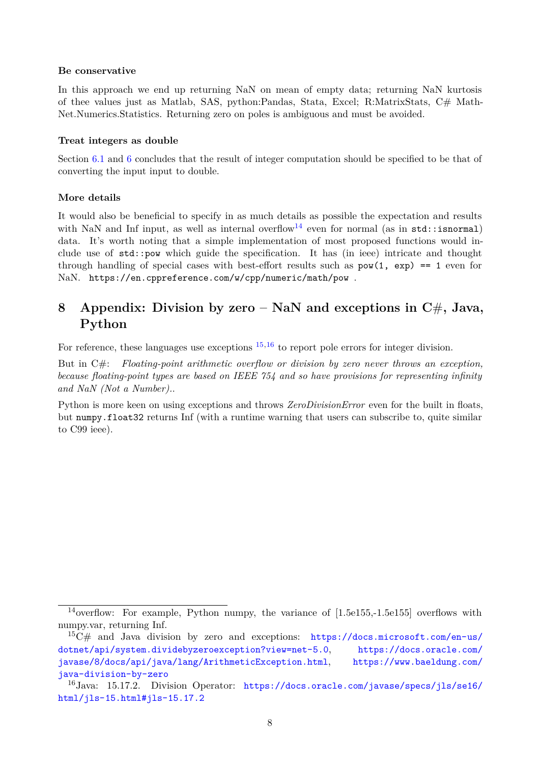#### Be conservative

In this approach we end up returning NaN on mean of empty data; returning NaN kurtosis of thee values just as Matlab, SAS, python:Pandas, Stata, Excel; R:MatrixStats, C# Math-Net.Numerics.Statistics. Returning zero on poles is ambiguous and must be avoided.

#### Treat integers as double

Section 6.1 and 6 concludes that the result of integer computation should be specified to be that of converting the input input to double.

#### More details

It would also be beneficial to specify in as much details as possible the expectation and results with NaN and Inf input, as well as internal overflow[14] even for normal (as in `std::isnormal`) data. It's worth noting that a simple implementation of most proposed functions would include use of `std::pow` which guide the specification. It has (in ieee) intricate and thought through handling of special cases with best-effort results such as `pow(1, exp) == 1` even for NaN. `https://en.cppreference.com/w/cpp/numeric/math/pow` .

## 8 Appendix: Division by zero – NaN and exceptions in C#, Java, Python

For reference, these languages use exceptions [15,16] to report pole errors for integer division.

But in C#: *Floating-point arithmetic overflow or division by zero never throws an exception, because floating-point types are based on IEEE 754 and so have provisions for representing infinity and NaN (Not a Number).*.

Python is more keen on using exceptions and throws *ZeroDivisionError* even for the built in floats, but `numpy.float32` returns Inf (with a runtime warning that users can subscribe to, quite similar to C99 ieee).

---

[14] overflow: For example, Python numpy, the variance of [1.5e155,-1.5e155] overflows with numpy.var, returning Inf.

[15] C# and Java division by zero and exceptions: https://docs.microsoft.com/en-us/dotnet/api/system.dividebyzeroexception?view=net-5.0, https://docs.oracle.com/javase/8/docs/api/java/lang/ArithmeticException.html, https://www.baeldung.com/java-division-by-zero

[16] Java: 15.17.2. Division Operator: https://docs.oracle.com/javase/specs/jls/se16/html/jls-15.html#jls-15.17.2